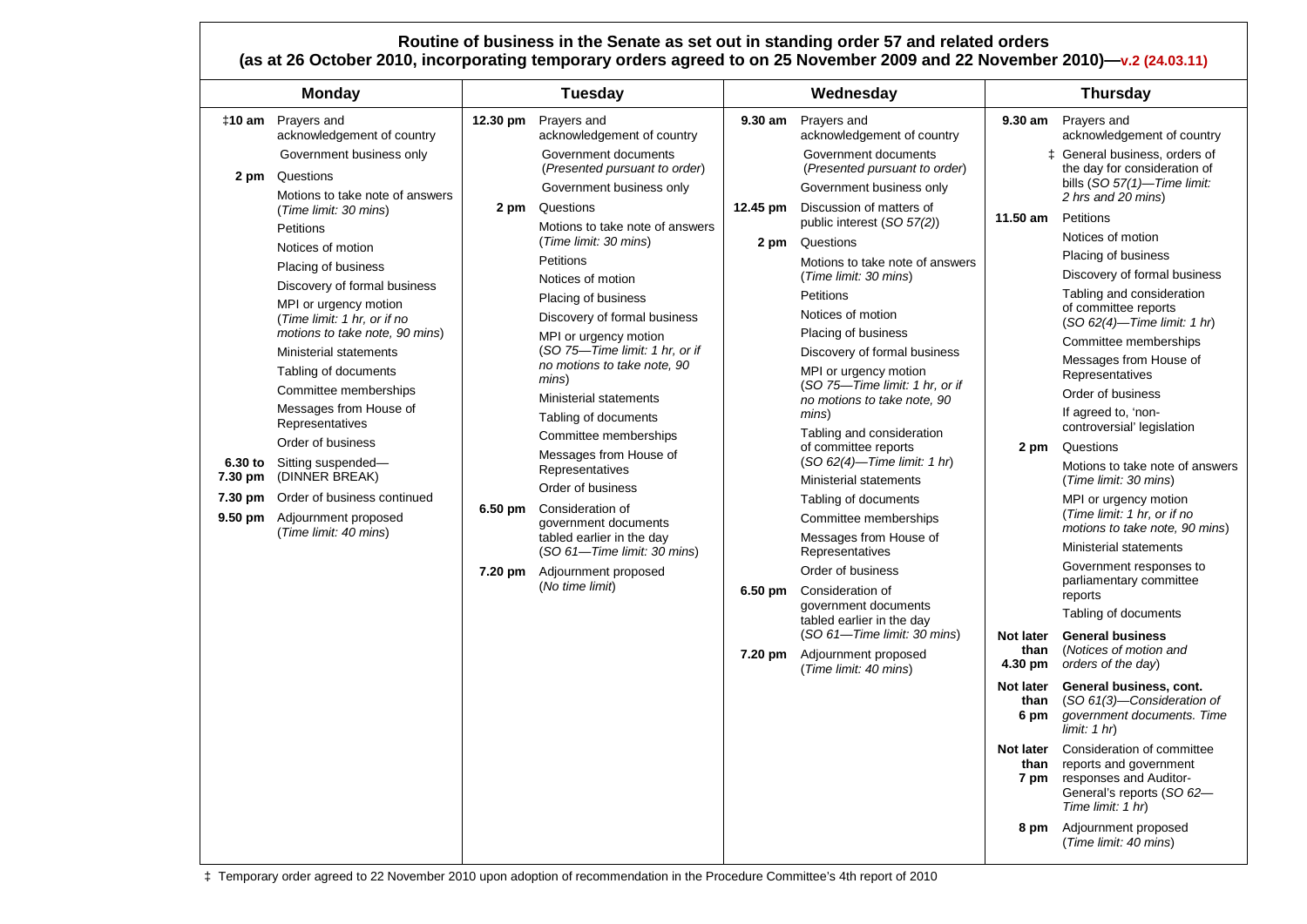# Routine of business in the Senate as set out in standing order 57 and related orders

**(as at 26 October 2010, incorporating temporary orders agreed to on 25 November 2009 and 22 November 2010)—v.2 (24.03.11)**

## Monday

| Time | Business |
|---|---|
| ‡**10 am** | Prayers and acknowledgement of country |
| | Government business only |
| **2 pm** | Questions |
| | Motions to take note of answers (*Time limit: 30 mins*) |
| | Petitions |
| | Notices of motion |
| | Placing of business |
| | Discovery of formal business |
| | MPI or urgency motion (*Time limit: 1 hr, or if no motions to take note, 90 mins*) |
| | Ministerial statements |
| | Tabling of documents |
| | Committee memberships |
| | Messages from House of Representatives |
| | Order of business |
| **6.30 to 7.30 pm** | Sitting suspended—(DINNER BREAK) |
| **7.30 pm** | Order of business continued |
| **9.50 pm** | Adjournment proposed (*Time limit: 40 mins*) |

## Tuesday

| Time | Business |
|---|---|
| **12.30 pm** | Prayers and acknowledgement of country |
| | Government documents (*Presented pursuant to order*) |
| | Government business only |
| **2 pm** | Questions |
| | Motions to take note of answers (*Time limit: 30 mins*) |
| | Petitions |
| | Notices of motion |
| | Placing of business |
| | Discovery of formal business |
| | MPI or urgency motion (*SO 75—Time limit: 1 hr, or if no motions to take note, 90 mins*) |
| | Ministerial statements |
| | Tabling of documents |
| | Committee memberships |
| | Messages from House of Representatives |
| | Order of business |
| **6.50 pm** | Consideration of government documents tabled earlier in the day (*SO 61—Time limit: 30 mins*) |
| **7.20 pm** | Adjournment proposed (*No time limit*) |

## Wednesday

| Time | Business |
|---|---|
| **9.30 am** | Prayers and acknowledgement of country |
| | Government documents (*Presented pursuant to order*) |
| | Government business only |
| **12.45 pm** | Discussion of matters of public interest (*SO 57(2)*) |
| **2 pm** | Questions |
| | Motions to take note of answers (*Time limit: 30 mins*) |
| | Petitions |
| | Notices of motion |
| | Placing of business |
| | Discovery of formal business |
| | MPI or urgency motion (*SO 75—Time limit: 1 hr, or if no motions to take note, 90 mins*) |
| | Tabling and consideration of committee reports (*SO 62(4)—Time limit: 1 hr*) |
| | Ministerial statements |
| | Tabling of documents |
| | Committee memberships |
| | Messages from House of Representatives |
| | Order of business |
| **6.50 pm** | Consideration of government documents tabled earlier in the day (*SO 61—Time limit: 30 mins*) |
| **7.20 pm** | Adjournment proposed (*Time limit: 40 mins*) |

## Thursday

| Time | Business |
|---|---|
| **9.30 am** | Prayers and acknowledgement of country |
| ‡ | General business, orders of the day for consideration of bills (*SO 57(1)—Time limit: 2 hrs and 20 mins*) |
| **11.50 am** | Petitions |
| | Notices of motion |
| | Placing of business |
| | Discovery of formal business |
| | Tabling and consideration of committee reports (*SO 62(4)—Time limit: 1 hr*) |
| | Committee memberships |
| | Messages from House of Representatives |
| | Order of business |
| | If agreed to, 'non-controversial' legislation |
| **2 pm** | Questions |
| | Motions to take note of answers (*Time limit: 30 mins*) |
| | MPI or urgency motion (*Time limit: 1 hr, or if no motions to take note, 90 mins*) |
| | Ministerial statements |
| | Government responses to parliamentary committee reports |
| | Tabling of documents |
| **Not later than 4.30 pm** | **General business** (*Notices of motion and orders of the day*) |
| **Not later than 6 pm** | **General business, cont.** (*SO 61(3)—Consideration of government documents. Time limit: 1 hr*) |
| **Not later than 7 pm** | Consideration of committee reports and government responses and Auditor-General's reports (*SO 62—Time limit: 1 hr*) |
| **8 pm** | Adjournment proposed (*Time limit: 40 mins*) |

‡ Temporary order agreed to 22 November 2010 upon adoption of recommendation in the Procedure Committee's 4th report of 2010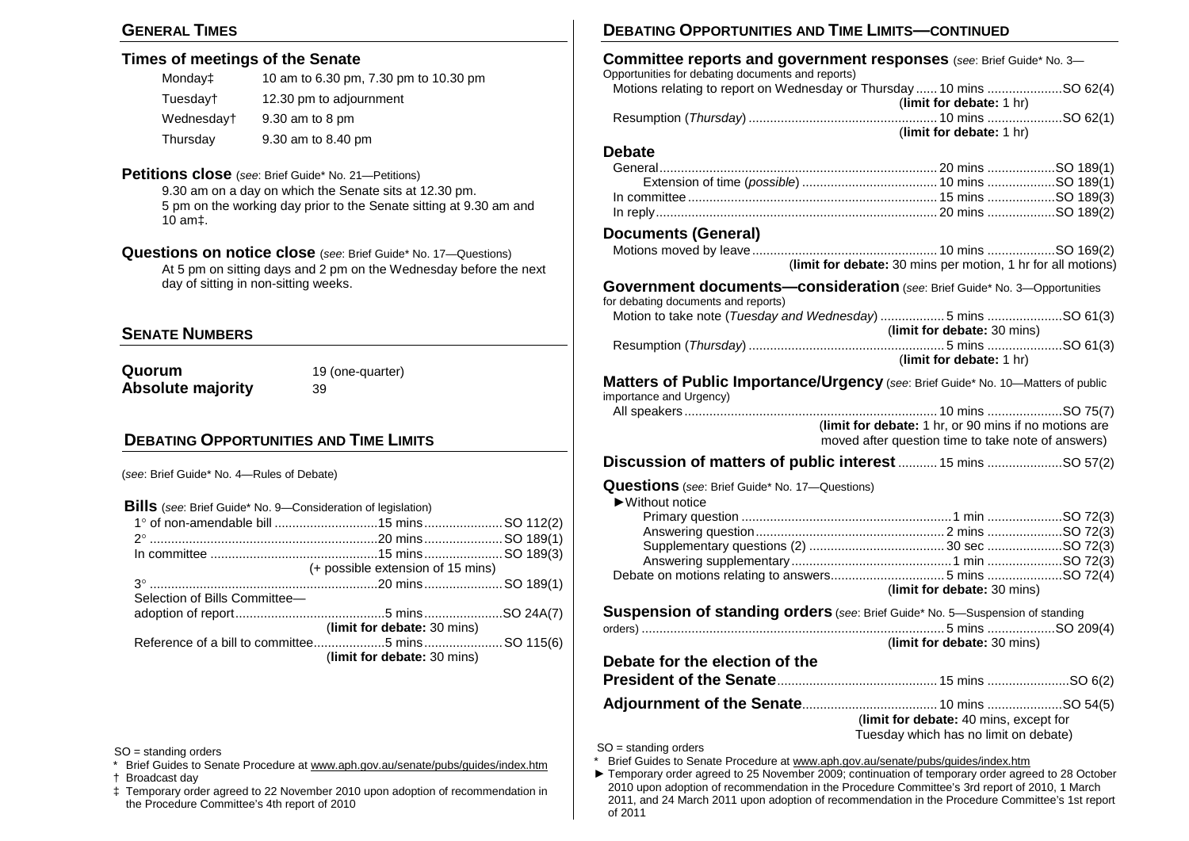## GENERAL TIMES

### Times of meetings of the Senate

| | |
|---|---|
| Monday‡ | 10 am to 6.30 pm, 7.30 pm to 10.30 pm |
| Tuesday† | 12.30 pm to adjournment |
| Wednesday† | 9.30 am to 8 pm |
| Thursday | 9.30 am to 8.40 pm |

**Petitions close** (*see*: Brief Guide* No. 21—Petitions)

9.30 am on a day on which the Senate sits at 12.30 pm.
5 pm on the working day prior to the Senate sitting at 9.30 am and 10 am‡.

**Questions on notice close** (*see*: Brief Guide* No. 17—Questions)

At 5 pm on sitting days and 2 pm on the Wednesday before the next day of sitting in non-sitting weeks.

## SENATE NUMBERS

| | |
|---|---|
| **Quorum** | 19 (one-quarter) |
| **Absolute majority** | 39 |

## DEBATING OPPORTUNITIES AND TIME LIMITS

(*see*: Brief Guide* No. 4—Rules of Debate)

**Bills** (*see*: Brief Guide* No. 9—Consideration of legislation)

| | | |
|---|---|---|
| 1° of non-amendable bill | 15 mins | SO 112(2) |
| 2° | 20 mins | SO 189(1) |
| In committee | 15 mins (+ possible extension of 15 mins) | SO 189(3) |
| 3° | 20 mins | SO 189(1) |
| Selection of Bills Committee—adoption of report | 5 mins (**limit for debate:** 30 mins) | SO 24A(7) |
| Reference of a bill to committee | 5 mins (**limit for debate:** 30 mins) | SO 115(6) |

SO = standing orders

\* Brief Guides to Senate Procedure at www.aph.gov.au/senate/pubs/guides/index.htm

† Broadcast day

‡ Temporary order agreed to 22 November 2010 upon adoption of recommendation in the Procedure Committee's 4th report of 2010

## DEBATING OPPORTUNITIES AND TIME LIMITS—CONTINUED

**Committee reports and government responses** (*see*: Brief Guide* No. 3—Opportunities for debating documents and reports)

| | | |
|---|---|---|
| Motions relating to report on Wednesday or Thursday | 10 mins (**limit for debate:** 1 hr) | SO 62(4) |
| Resumption (*Thursday*) | 10 mins (**limit for debate:** 1 hr) | SO 62(1) |

**Debate**

| | | |
|---|---|---|
| General | 20 mins | SO 189(1) |
| Extension of time (*possible*) | 10 mins | SO 189(1) |
| In committee | 15 mins | SO 189(3) |
| In reply | 20 mins | SO 189(2) |

**Documents (General)**

| | | |
|---|---|---|
| Motions moved by leave | 10 mins (**limit for debate:** 30 mins per motion, 1 hr for all motions) | SO 169(2) |

**Government documents—consideration** (*see*: Brief Guide* No. 3—Opportunities for debating documents and reports)

| | | |
|---|---|---|
| Motion to take note (*Tuesday and Wednesday*) | 5 mins (**limit for debate:** 30 mins) | SO 61(3) |
| Resumption (*Thursday*) | 5 mins (**limit for debate:** 1 hr) | SO 61(3) |

**Matters of Public Importance/Urgency** (*see*: Brief Guide* No. 10—Matters of public importance and Urgency)

| | | |
|---|---|---|
| All speakers | 10 mins (**limit for debate:** 1 hr, or 90 mins if no motions are moved after question time to take note of answers) | SO 75(7) |

**Discussion of matters of public interest** ........... 15 mins ..................... SO 57(2)

**Questions** (*see*: Brief Guide* No. 17—Questions)

►Without notice

| | | |
|---|---|---|
| Primary question | 1 min | SO 72(3) |
| Answering question | 2 mins | SO 72(3) |
| Supplementary questions (2) | 30 sec | SO 72(3) |
| Answering supplementary | 1 min | SO 72(3) |
| Debate on motions relating to answers | 5 mins (**limit for debate:** 30 mins) | SO 72(4) |

**Suspension of standing orders** (*see*: Brief Guide* No. 5—Suspension of standing orders) ..... 5 mins ..... SO 209(4) (**limit for debate:** 30 mins)

**Debate for the election of the President of the Senate** ..... 15 mins ..... SO 6(2)

**Adjournment of the Senate** ..... 10 mins ..... SO 54(5) (**limit for debate:** 40 mins, except for Tuesday which has no limit on debate)

SO = standing orders

\* Brief Guides to Senate Procedure at www.aph.gov.au/senate/pubs/guides/index.htm

► Temporary order agreed to 25 November 2009; continuation of temporary order agreed to 28 October 2010 upon adoption of recommendation in the Procedure Committee's 3rd report of 2010, 1 March 2011, and 24 March 2011 upon adoption of recommendation in the Procedure Committee's 1st report of 2011